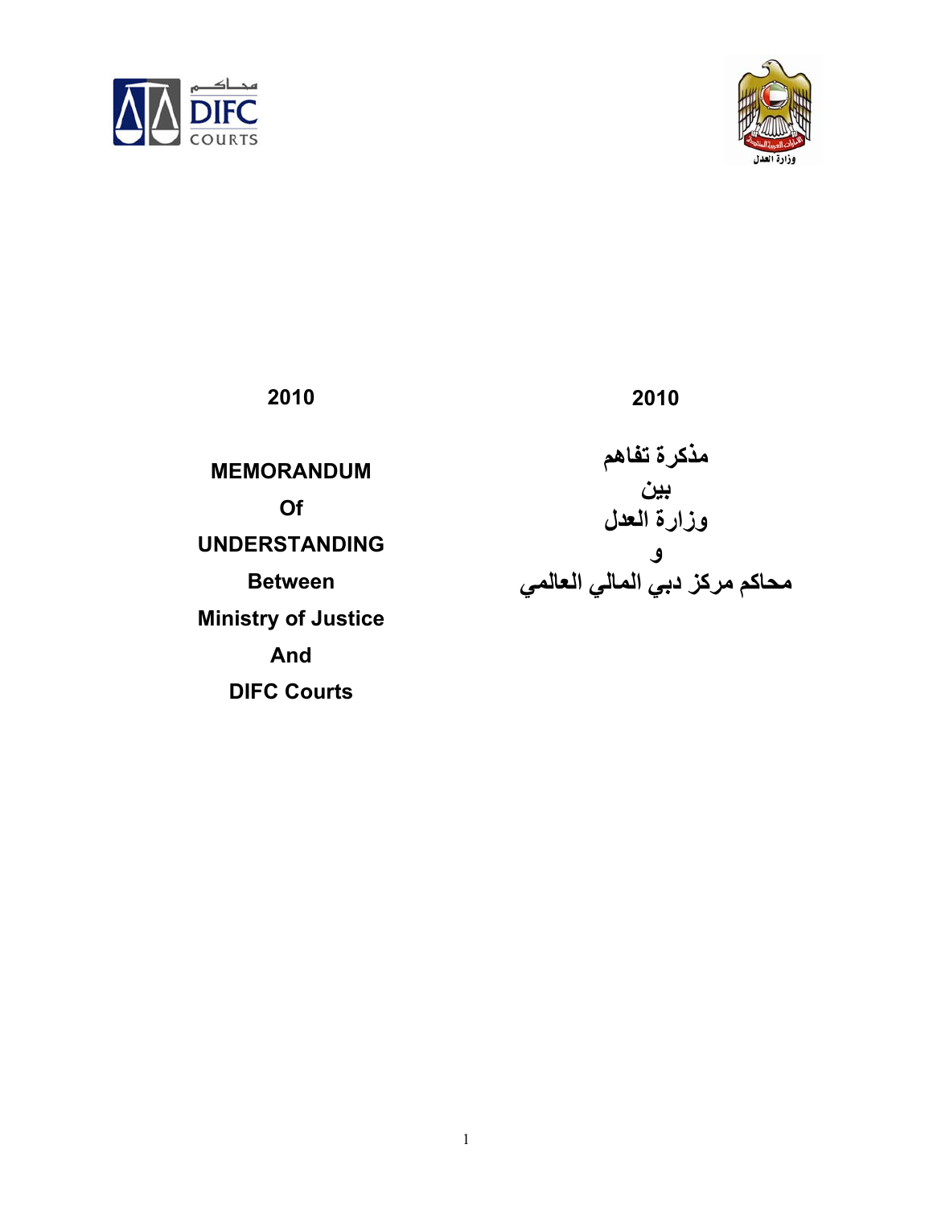**2010**

**MEMORANDUM**

**Of**

**UNDERSTANDING**

**Between**

**Ministry of Justice**

**And**

**DIFC Courts**

**2010**

**مذكرة تفاهم**

**بين**

**وزارة العدل**

**و**

**محاكم مركز دبي المالي العالمي**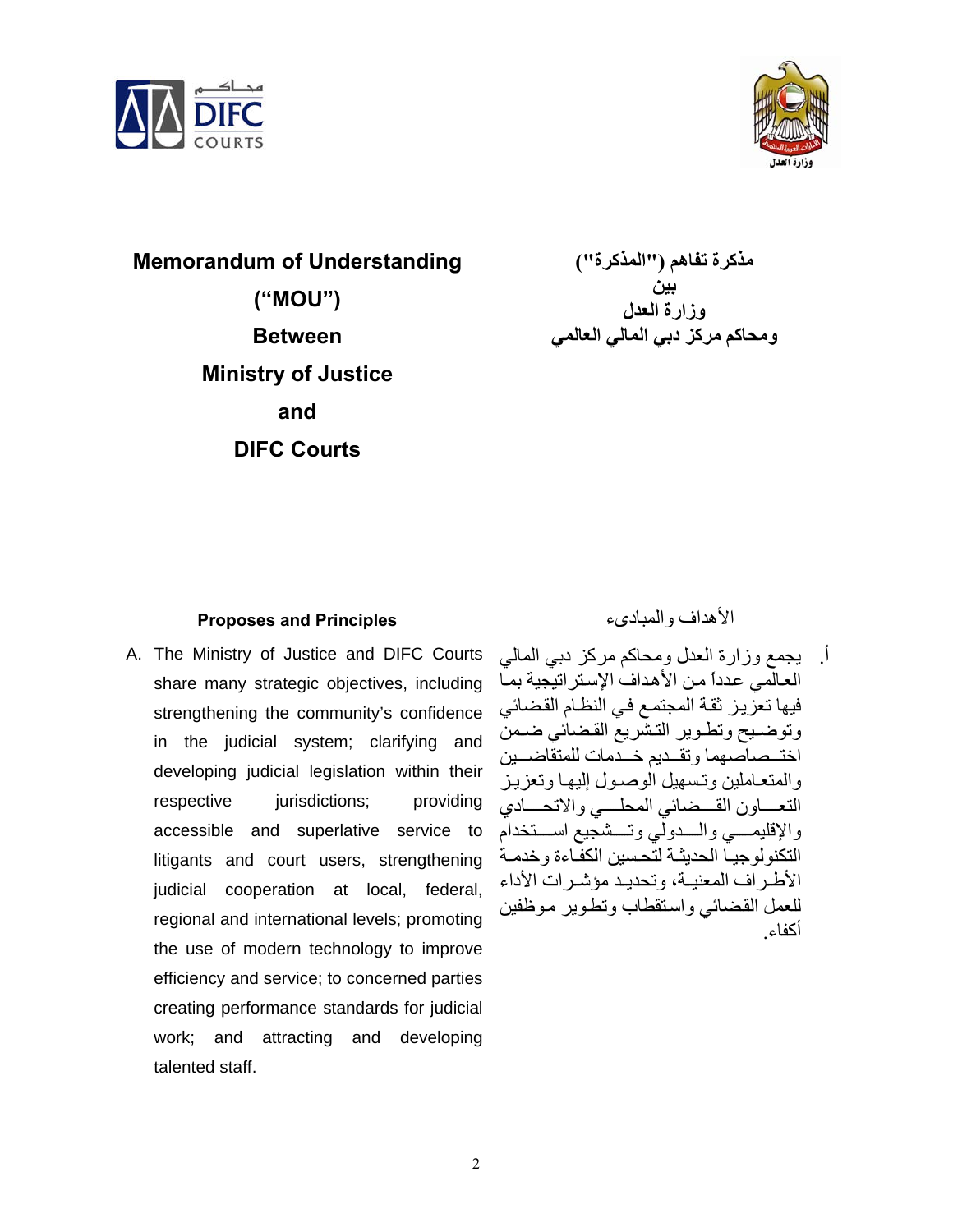**Memorandum of Understanding**

**("MOU")**

**Between**

**Ministry of Justice**

**and**

**DIFC Courts**

**مذكرة تفاهم ("المذكرة")**
**بين**
**وزارة العدل**
**ومحاكم مركز دبي المالي العالمي**

**Proposes and Principles**

A. The Ministry of Justice and DIFC Courts share many strategic objectives, including strengthening the community's confidence in the judicial system; clarifying and developing judicial legislation within their respective jurisdictions; providing accessible and superlative service to litigants and court users, strengthening judicial cooperation at local, federal, regional and international levels; promoting the use of modern technology to improve efficiency and service; to concerned parties creating performance standards for judicial work; and attracting and developing talented staff.

الأهداف والمبادىء

أ. يجمع وزارة العدل ومحاكم مركز دبي المالي العالمي عدداً من الأهداف الإستراتيجية بما فيها تعزيز ثقة المجتمع في النظام القضائي وتوضيح وتطوير التشريع القضائي ضمن اختصاصهما وتقديم خدمات للمتقاضين والمتعاملين وتسهيل الوصول إليها وتعزيز التعاون القضائي المحلي والاتحادي والإقليمي والدولي وتشجيع استخدام التكنولوجيا الحديثة لتحسين الكفاءة وخدمة الأطراف المعنية، وتحديد مؤشرات الأداء للعمل القضائي واستقطاب وتطوير موظفين أكفاء.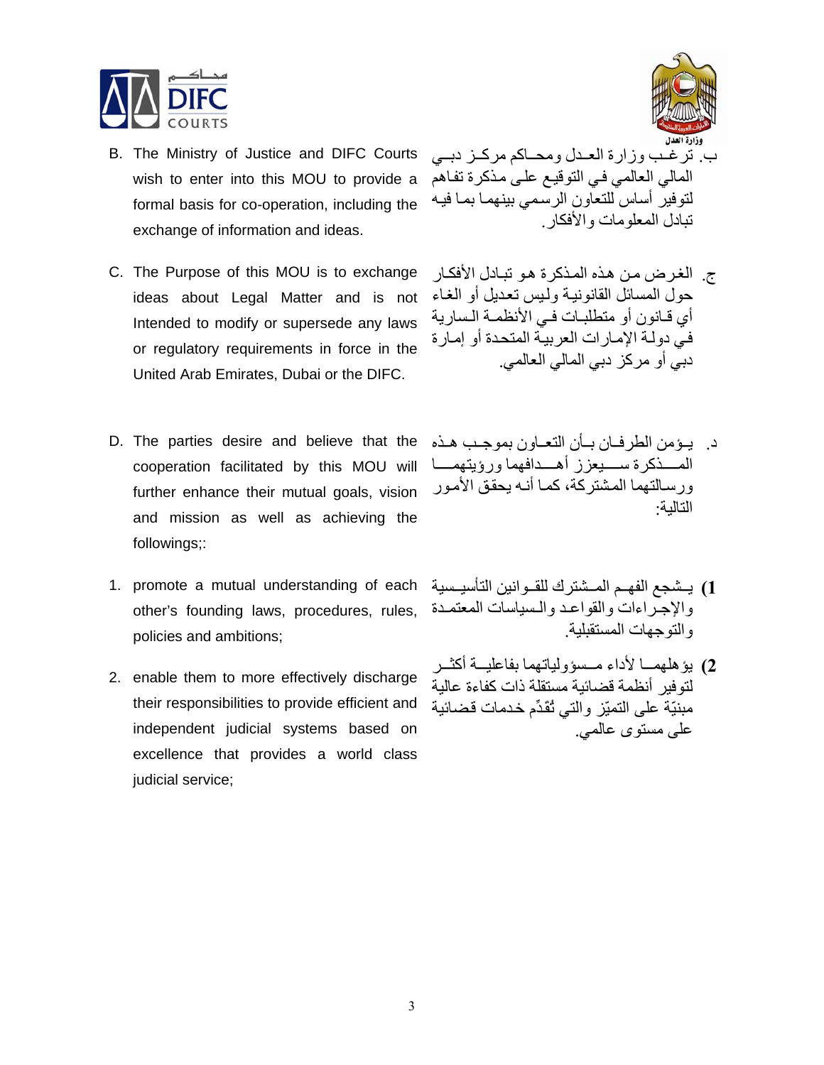B. The Ministry of Justice and DIFC Courts wish to enter into this MOU to provide a formal basis for co-operation, including the exchange of information and ideas.

ب. ترغب وزارة العدل ومحاكم مركز دبي المالي العالمي في التوقيع على مذكرة تفاهم لتوفير أساس للتعاون الرسمي بينهما بما فيه تبادل المعلومات والأفكار.

C. The Purpose of this MOU is to exchange ideas about Legal Matter and is not Intended to modify or supersede any laws or regulatory requirements in force in the United Arab Emirates, Dubai or the DIFC.

ج. الغرض من هذه المذكرة هو تبادل الأفكار حول المسائل القانونية وليس تعديل أو الغاء أي قانون أو متطلبات في الأنظمة السارية في دولة الإمارات العربية المتحدة أو إمارة دبي أو مركز دبي المالي العالمي.

D. The parties desire and believe that the cooperation facilitated by this MOU will further enhance their mutual goals, vision and mission as well as achieving the followings;:

د. يؤمن الطرفان بأن التعاون بموجب هذه المذكرة سيعزز أهدافهما ورؤيتهما ورسالتهما المشتركة، كما أنه يحقق الأمور التالية:

1. promote a mutual understanding of each other's founding laws, procedures, rules, policies and ambitions;

**1)** يشجع الفهم المشترك للقوانين التأسيسية والإجراءات والقواعد والسياسات المعتمدة والتوجهات المستقبلية.

2. enable them to more effectively discharge their responsibilities to provide efficient and independent judicial systems based on excellence that provides a world class judicial service;

**2)** يؤهلهما لأداء مسؤولياتهما بفاعلية أكثر لتوفير أنظمة قضائية مستقلة ذات كفاءة عالية مبنيّة على التميّز والتي تُقدِّم خدمات قضائية على مستوى عالمي.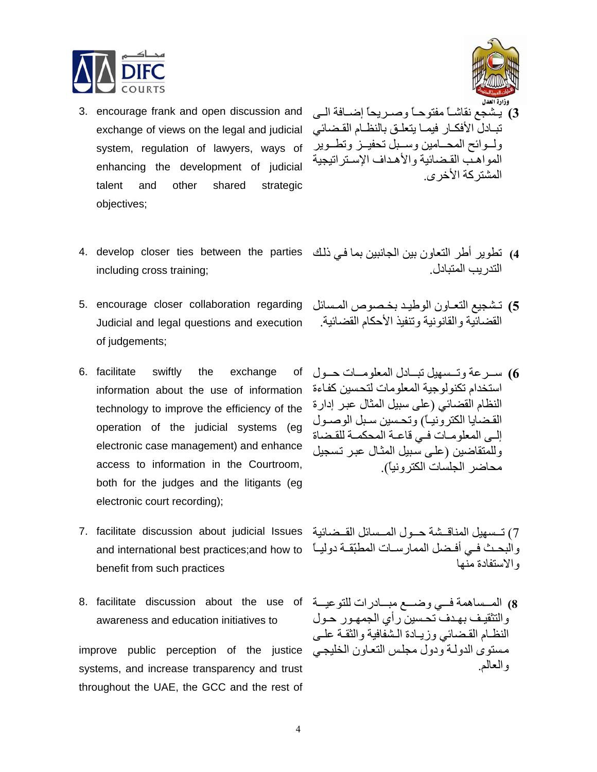3. encourage frank and open discussion and exchange of views on the legal and judicial system, regulation of lawyers, ways of enhancing the development of judicial talent and other shared strategic objectives;

3) يشجع نقاشاً مفتوحاً وصريحاً إضافة الى تبادل الأفكار فيما يتعلق بالنظام القضائي ولوائح المحامين وسبل تحفيز وتطوير المواهب القضائية والأهداف الإستراتيجية المشتركة الأخرى.

4. develop closer ties between the parties including cross training;

4) تطوير أطر التعاون بين الجانبين بما في ذلك التدريب المتبادل.

5. encourage closer collaboration regarding Judicial and legal questions and execution of judgements;

5) تشجيع التعاون الوطيد بخصوص المسائل القضائية والقانونية وتنفيذ الأحكام القضائية.

6. facilitate swiftly the exchange of information about the use of information technology to improve the efficiency of the operation of the judicial systems (eg electronic case management) and enhance access to information in the Courtroom, both for the judges and the litigants (eg electronic court recording);

6) سرعة وتسهيل تبادل المعلومات حول استخدام تكنولوجية المعلومات لتحسين كفاءة النظام القضائي (على سبيل المثال عبر إدارة القضايا الكترونياً) وتحسين سبل الوصول إلى المعلومات في قاعة المحكمة للقضاة وللمتقاضين (على سبيل المثال عبر تسجيل محاضر الجلسات الكترونياً).

7. facilitate discussion about judicial Issues and international best practices;and how to benefit from such practices

7) تسهيل المناقشة حول المسائل القضائية والبحث في أفضل الممارسات المطبّقة دولياً والاستفادة منها

8. facilitate discussion about the use of awareness and education initiatives to

improve public perception of the justice systems, and increase transparency and trust throughout the UAE, the GCC and the rest of

8) المساهمة في وضع مبادرات للتوعية والتثقيف بهدف تحسين رأي الجمهور حول النظام القضائي وزيادة الشفافية والثقة على مستوى الدولة ودول مجلس التعاون الخليجي والعالم.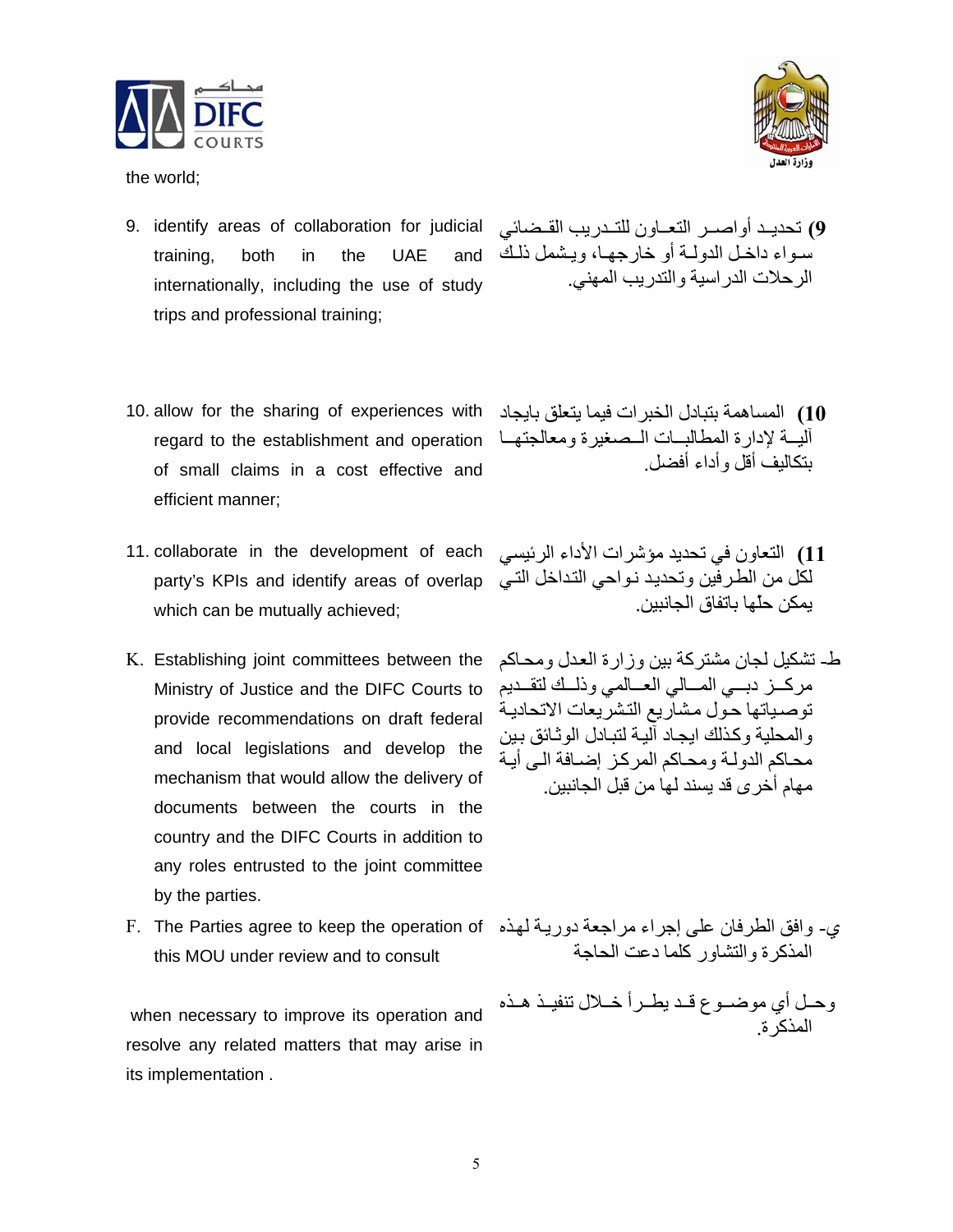the world;

9. identify areas of collaboration for judicial training, both in the UAE and internationally, including the use of study trips and professional training;

9) تحديد أواصر التعاون للتدريب القضائي سواء داخل الدولة أو خارجها، ويشمل ذلك الرحلات الدراسية والتدريب المهني.

10. allow for the sharing of experiences with regard to the establishment and operation of small claims in a cost effective and efficient manner;

10) المساهمة بتبادل الخبرات فيما يتعلق بايجاد آلية لإدارة المطالبات الصغيرة ومعالجتها بتكاليف أقل وأداء أفضل.

11. collaborate in the development of each party's KPIs and identify areas of overlap which can be mutually achieved;

11) التعاون في تحديد مؤشرات الأداء الرئيسي لكل من الطرفين وتحديد نواحي التداخل التي يمكن حلها باتفاق الجانبين.

K. Establishing joint committees between the Ministry of Justice and the DIFC Courts to provide recommendations on draft federal and local legislations and develop the mechanism that would allow the delivery of documents between the courts in the country and the DIFC Courts in addition to any roles entrusted to the joint committee by the parties.

ط- تشكيل لجان مشتركة بين وزارة العدل ومحاكم مركز دبي المالي العالمي وذلك لتقديم توصياتها حول مشاريع التشريعات الاتحادية والمحلية وكذلك ايجاد آلية لتبادل الوثائق بين محاكم الدولة ومحاكم المركز إضافة الى أية مهام أخرى قد يسند لها من قبل الجانبين.

F. The Parties agree to keep the operation of this MOU under review and to consult

when necessary to improve its operation and resolve any related matters that may arise in its implementation .

ي- وافق الطرفان على إجراء مراجعة دورية لهذه المذكرة والتشاور كلما دعت الحاجة

وحل أي موضوع قد يطرأ خلال تنفيذ هذه المذكرة.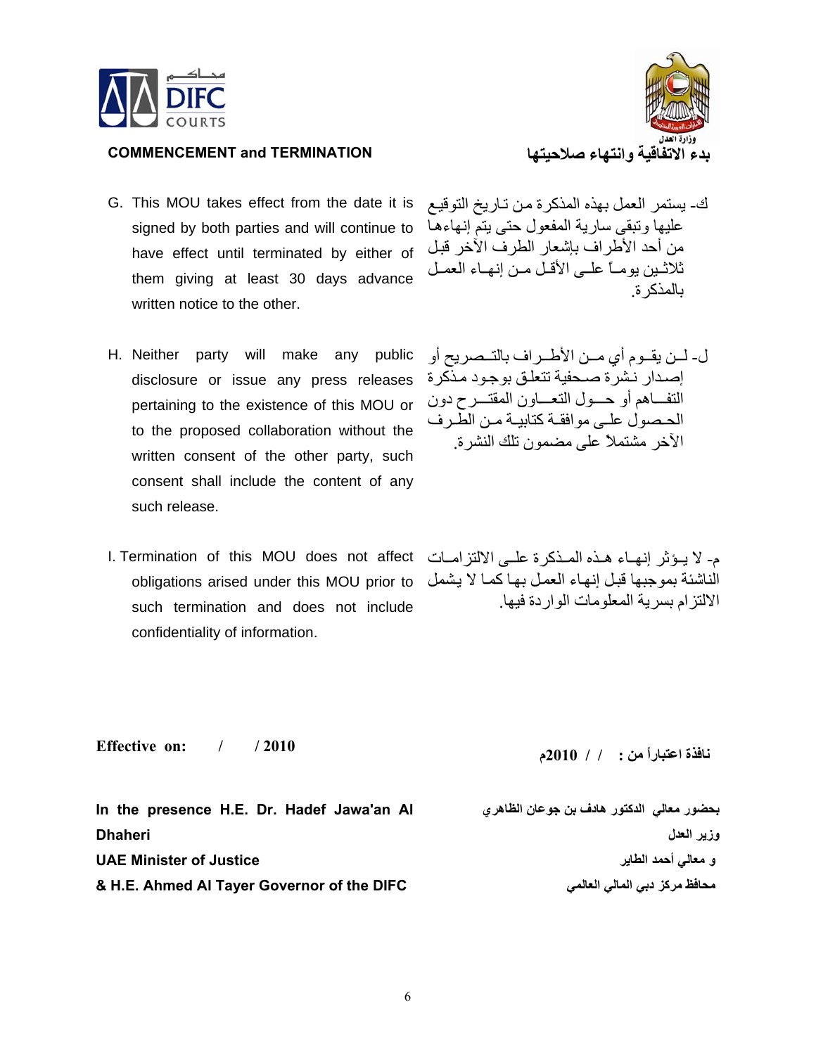**COMMENCEMENT and TERMINATION**

**بدء الاتفاقية وانتهاء صلاحيتها**

G. This MOU takes effect from the date it is signed by both parties and will continue to have effect until terminated by either of them giving at least 30 days advance written notice to the other.

ك- يستمر العمل بهذه المذكرة من تاريخ التوقيع عليها وتبقى سارية المفعول حتى يتم إنهاءها من أحد الأطراف بإشعار الطرف الآخر قبل ثلاثين يوماً على الأقل من إنهاء العمل بالمذكرة.

H. Neither party will make any public disclosure or issue any press releases pertaining to the existence of this MOU or to the proposed collaboration without the written consent of the other party, such consent shall include the content of any such release.

ل- لن يقوم أي من الأطراف بالتصريح أو إصدار نشرة صحفية تتعلق بوجود مذكرة التفاهم أو حول التعاون المقترح دون الحصول على موافقة كتابية من الطرف الآخر مشتملاً على مضمون تلك النشرة.

I. Termination of this MOU does not affect obligations arised under this MOU prior to such termination and does not include confidentiality of information.

م- لا يؤثر إنهاء هذه المذكرة على الالتزامات الناشئة بموجبها قبل إنهاء العمل بها كما لا يشمل الالتزام بسرية المعلومات الواردة فيها.

**Effective on: / / 2010**

**نافذة اعتباراً من : / / 2010م**

**In the presence H.E. Dr. Hadef Jawa'an Al Dhaheri**
**UAE Minister of Justice**
**& H.E. Ahmed Al Tayer Governor of the DIFC**

**بحضور معالي الدكتور هادف بن جوعان الظاهري**
**وزير العدل**
**و معالي أحمد الطاير**
**محافظ مركز دبي المالي العالمي**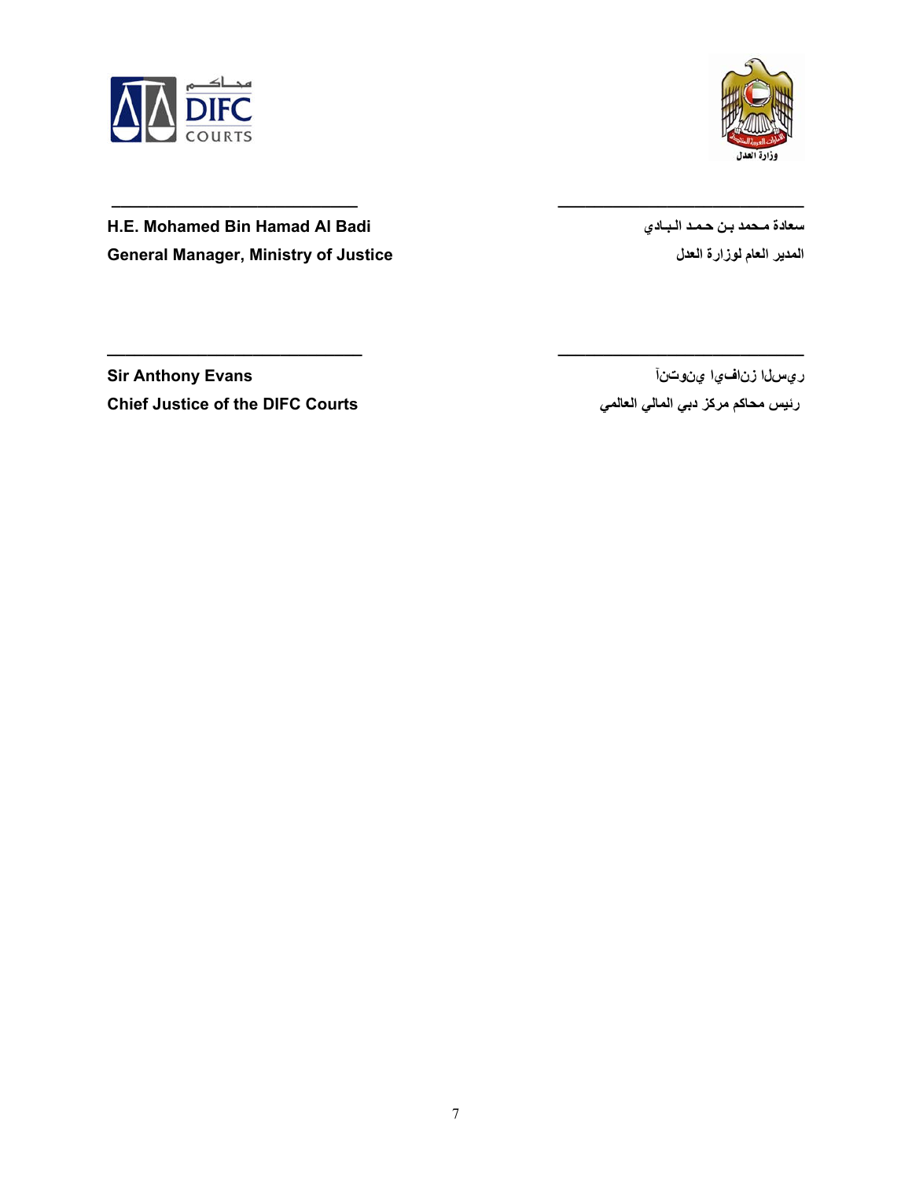______________________________ ______________________________

**H.E. Mohamed Bin Hamad Al Badi**
**General Manager, Ministry of Justice**

**سعادة محمد بن حمد البادي**
**المدير العام لوزارة العدل**

______________________________ ______________________________

**Sir Anthony Evans**
**Chief Justice of the DIFC Courts**

**ريسل زناڤيإ ينوتنآ**
**رئيس محاكم مركز دبي المالي العالمي**